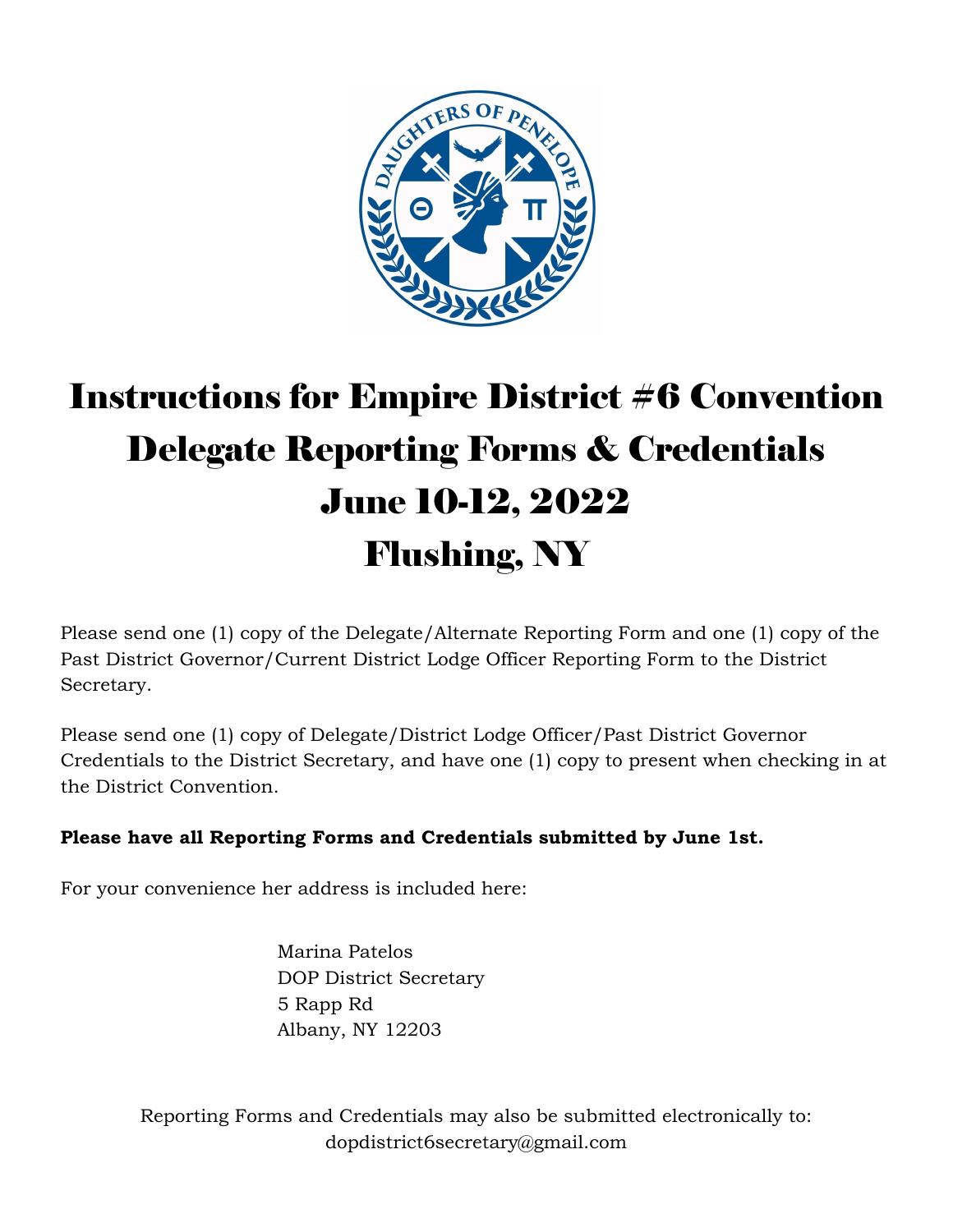# Instructions for Empire District #6 Convention Delegate Reporting Forms & Credentials June 10-12, 2022 Flushing, NY

Please send one (1) copy of the Delegate/Alternate Reporting Form and one (1) copy of the Past District Governor/Current District Lodge Officer Reporting Form to the District Secretary.

Please send one (1) copy of Delegate/District Lodge Officer/Past District Governor Credentials to the District Secretary, and have one (1) copy to present when checking in at the District Convention.

**Please have all Reporting Forms and Credentials submitted by June 1st.**

For your convenience her address is included here:

Marina Patelos
DOP District Secretary
5 Rapp Rd
Albany, NY 12203

Reporting Forms and Credentials may also be submitted electronically to:
dopdistrict6secretary@gmail.com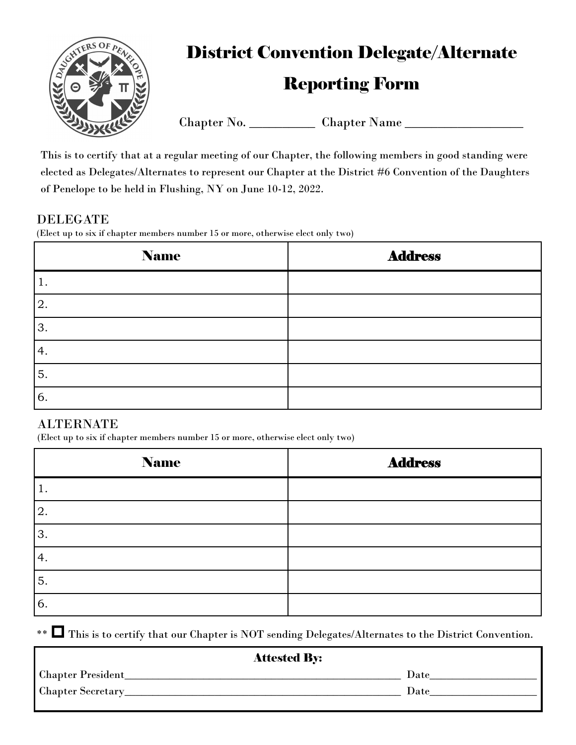# District Convention Delegate/Alternate Reporting Form

Chapter No. __________ Chapter Name ___________________

This is to certify that at a regular meeting of our Chapter, the following members in good standing were elected as Delegates/Alternates to represent our Chapter at the District #6 Convention of the Daughters of Penelope to be held in Flushing, NY on June 10-12, 2022.

DELEGATE
(Elect up to six if chapter members number 15 or more, otherwise elect only two)

| Name | Address |
|---|---|
| 1. | |
| 2. | |
| 3. | |
| 4. | |
| 5. | |
| 6. | |

ALTERNATE
(Elect up to six if chapter members number 15 or more, otherwise elect only two)

| Name | Address |
|---|---|
| 1. | |
| 2. | |
| 3. | |
| 4. | |
| 5. | |
| 6. | |

** ☐ This is to certify that our Chapter is NOT sending Delegates/Alternates to the District Convention.

**Attested By:**

Chapter President__________________________________________________ Date___________________

Chapter Secretary__________________________________________________ Date___________________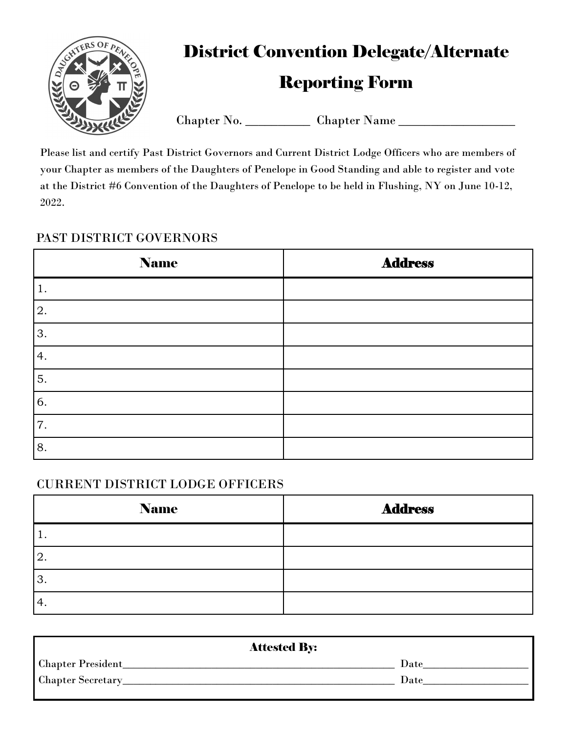# District Convention Delegate/Alternate Reporting Form

Chapter No. __________ Chapter Name ___________________

Please list and certify Past District Governors and Current District Lodge Officers who are members of your Chapter as members of the Daughters of Penelope in Good Standing and able to register and vote at the District #6 Convention of the Daughters of Penelope to be held in Flushing, NY on June 10-12, 2022.

PAST DISTRICT GOVERNORS

| Name | Address |
|---|---|
| 1. | |
| 2. | |
| 3. | |
| 4. | |
| 5. | |
| 6. | |
| 7. | |
| 8. | |

CURRENT DISTRICT LODGE OFFICERS

| Name | Address |
|---|---|
| 1. | |
| 2. | |
| 3. | |
| 4. | |

**Attested By:**

Chapter President_______________________________________________ Date___________________

Chapter Secretary_______________________________________________ Date___________________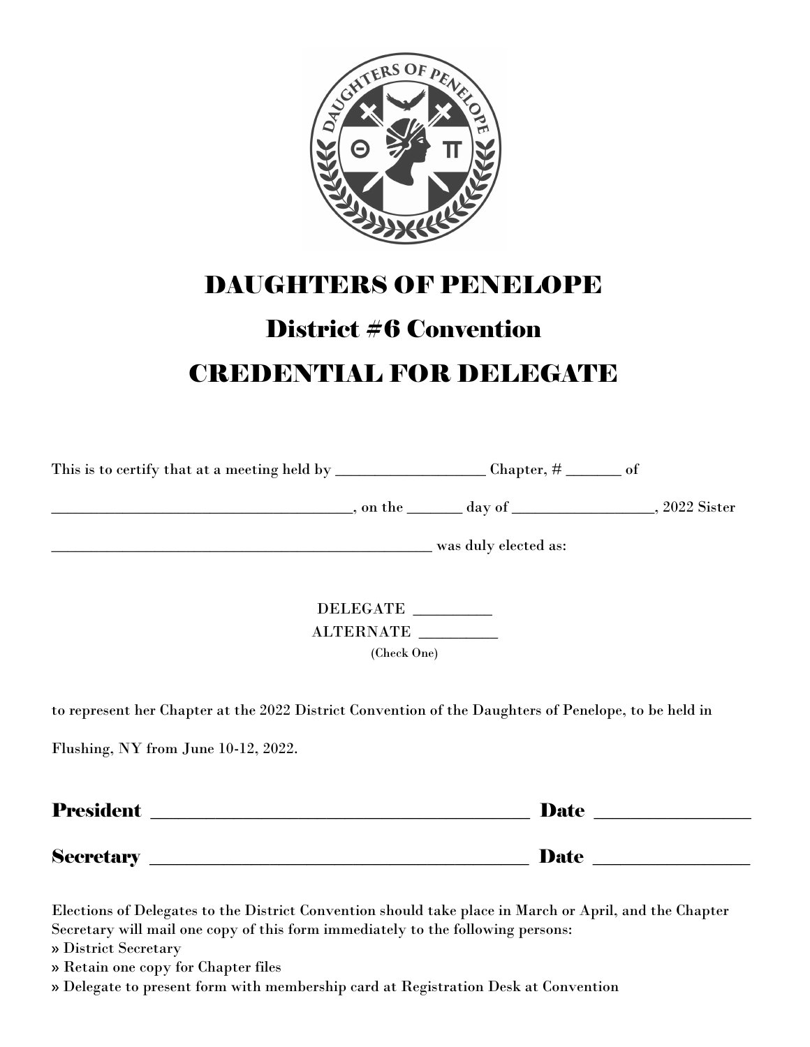# DAUGHTERS OF PENELOPE

## District #6 Convention

## CREDENTIAL FOR DELEGATE

This is to certify that at a meeting held by __________________ Chapter, # ______ of

____________________________________, on the ______ day of ________________, 2022 Sister

_______________________________________________ was duly elected as:

DELEGATE _________
ALTERNATE _________
(Check One)

to represent her Chapter at the 2022 District Convention of the Daughters of Penelope, to be held in Flushing, NY from June 10-12, 2022.

**President** _______________________________________ **Date** ________________

**Secretary** _______________________________________ **Date** ________________

Elections of Delegates to the District Convention should take place in March or April, and the Chapter Secretary will mail one copy of this form immediately to the following persons:

» District Secretary
» Retain one copy for Chapter files
» Delegate to present form with membership card at Registration Desk at Convention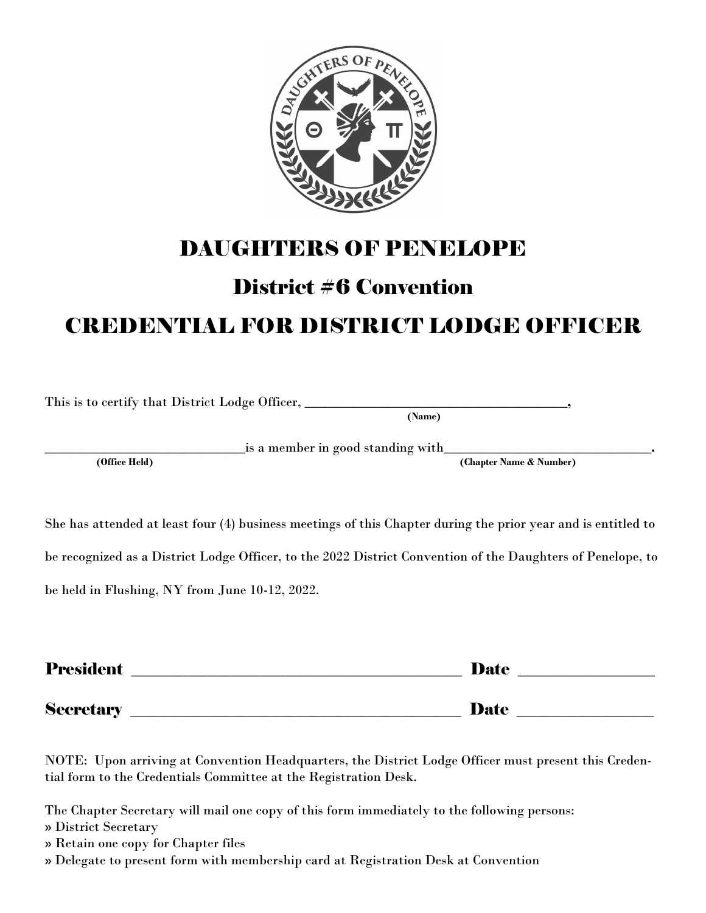# DAUGHTERS OF PENELOPE

## District #6 Convention

## CREDENTIAL FOR DISTRICT LODGE OFFICER

This is to certify that District Lodge Officer, ____________________________________,
(Name)

______________________________is a member in good standing with______________________________.
(Office Held) (Chapter Name & Number)

She has attended at least four (4) business meetings of this Chapter during the prior year and is entitled to be recognized as a District Lodge Officer, to the 2022 District Convention of the Daughters of Penelope, to be held in Flushing, NY from June 10-12, 2022.

**President** ________________________________________ **Date** ________________

**Secretary** ________________________________________ **Date** ________________

NOTE: Upon arriving at Convention Headquarters, the District Lodge Officer must present this Credential form to the Credentials Committee at the Registration Desk.

The Chapter Secretary will mail one copy of this form immediately to the following persons:
» District Secretary
» Retain one copy for Chapter files
» Delegate to present form with membership card at Registration Desk at Convention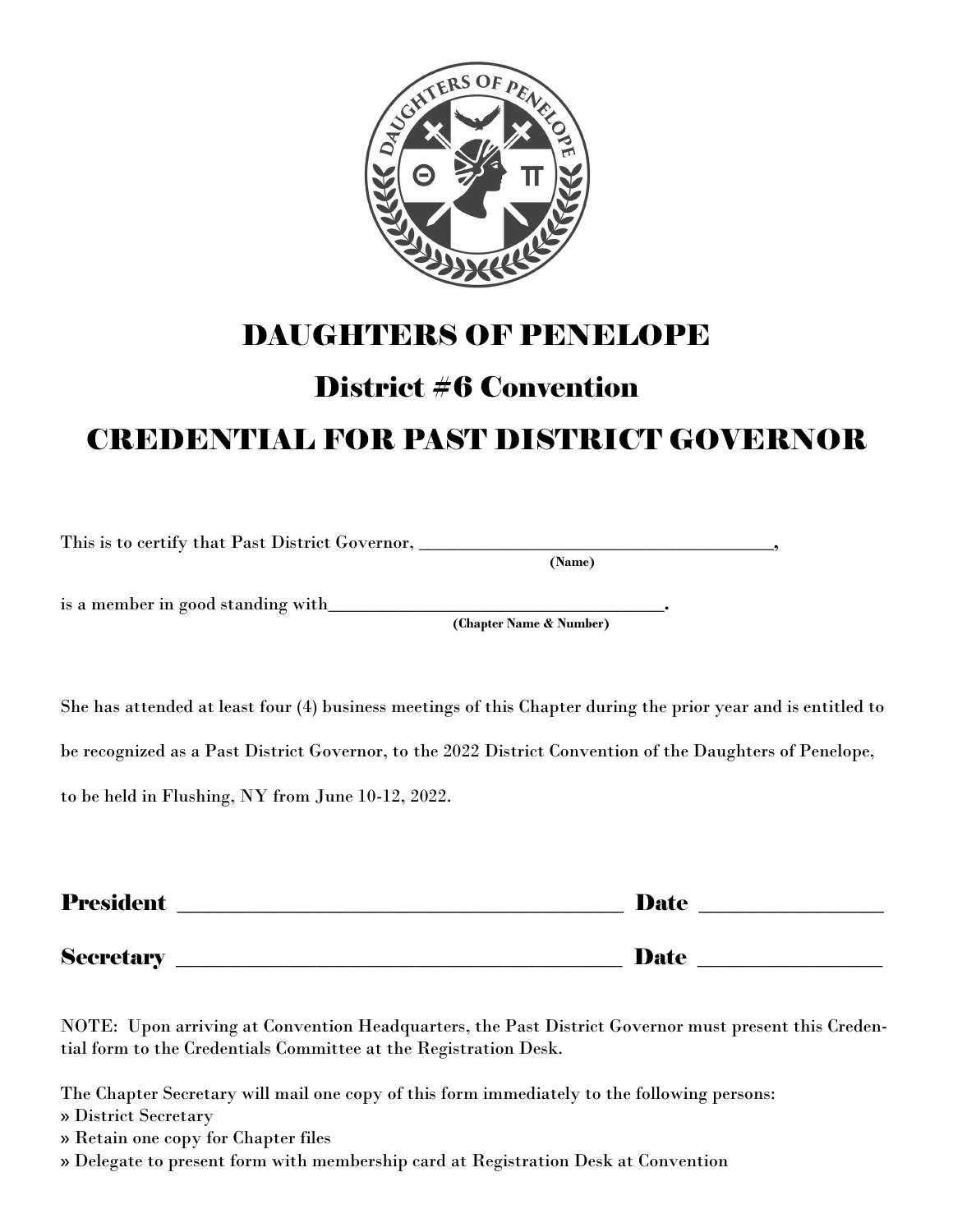# DAUGHTERS OF PENELOPE

## District #6 Convention

## CREDENTIAL FOR PAST DISTRICT GOVERNOR

This is to certify that Past District Governor, ____________________________________,
(Name)

is a member in good standing with____________________________________.
(Chapter Name & Number)

She has attended at least four (4) business meetings of this Chapter during the prior year and is entitled to be recognized as a Past District Governor, to the 2022 District Convention of the Daughters of Penelope, to be held in Flushing, NY from June 10-12, 2022.

**President** ________________________________________ **Date** ________________

**Secretary** ________________________________________ **Date** ________________

NOTE: Upon arriving at Convention Headquarters, the Past District Governor must present this Credential form to the Credentials Committee at the Registration Desk.

The Chapter Secretary will mail one copy of this form immediately to the following persons:
» District Secretary
» Retain one copy for Chapter files
» Delegate to present form with membership card at Registration Desk at Convention